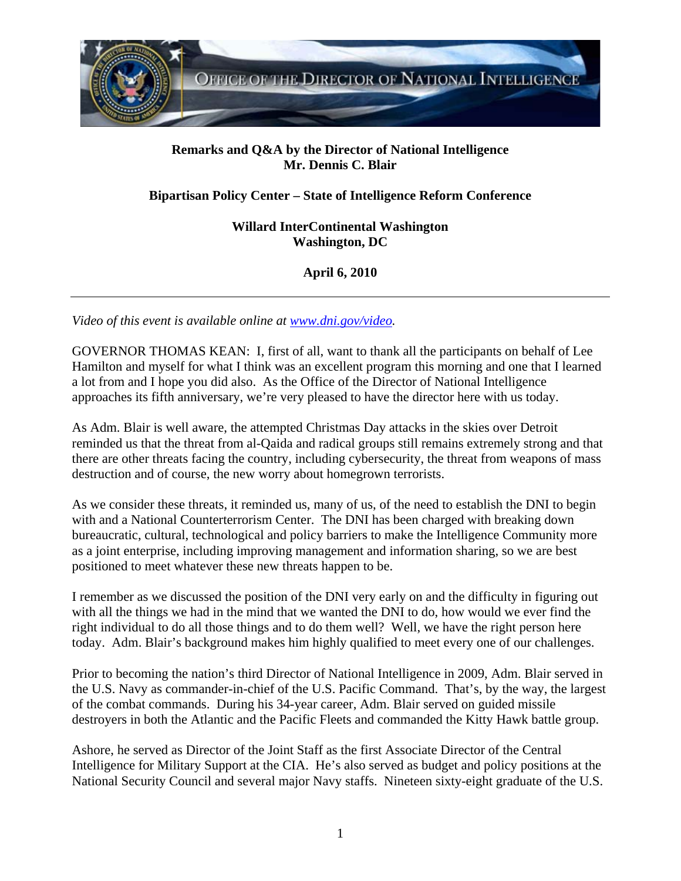**Remarks and Q&A by the Director of National Intelligence**
**Mr. Dennis C. Blair**

**Bipartisan Policy Center – State of Intelligence Reform Conference**

**Willard InterContinental Washington**
**Washington, DC**

**April 6, 2010**

---

*Video of this event is available online at [www.dni.gov/video](www.dni.gov/video).*

GOVERNOR THOMAS KEAN: I, first of all, want to thank all the participants on behalf of Lee Hamilton and myself for what I think was an excellent program this morning and one that I learned a lot from and I hope you did also. As the Office of the Director of National Intelligence approaches its fifth anniversary, we're very pleased to have the director here with us today.

As Adm. Blair is well aware, the attempted Christmas Day attacks in the skies over Detroit reminded us that the threat from al-Qaida and radical groups still remains extremely strong and that there are other threats facing the country, including cybersecurity, the threat from weapons of mass destruction and of course, the new worry about homegrown terrorists.

As we consider these threats, it reminded us, many of us, of the need to establish the DNI to begin with and a National Counterterrorism Center. The DNI has been charged with breaking down bureaucratic, cultural, technological and policy barriers to make the Intelligence Community more as a joint enterprise, including improving management and information sharing, so we are best positioned to meet whatever these new threats happen to be.

I remember as we discussed the position of the DNI very early on and the difficulty in figuring out with all the things we had in the mind that we wanted the DNI to do, how would we ever find the right individual to do all those things and to do them well? Well, we have the right person here today. Adm. Blair's background makes him highly qualified to meet every one of our challenges.

Prior to becoming the nation's third Director of National Intelligence in 2009, Adm. Blair served in the U.S. Navy as commander-in-chief of the U.S. Pacific Command. That's, by the way, the largest of the combat commands. During his 34-year career, Adm. Blair served on guided missile destroyers in both the Atlantic and the Pacific Fleets and commanded the Kitty Hawk battle group.

Ashore, he served as Director of the Joint Staff as the first Associate Director of the Central Intelligence for Military Support at the CIA. He's also served as budget and policy positions at the National Security Council and several major Navy staffs. Nineteen sixty-eight graduate of the U.S.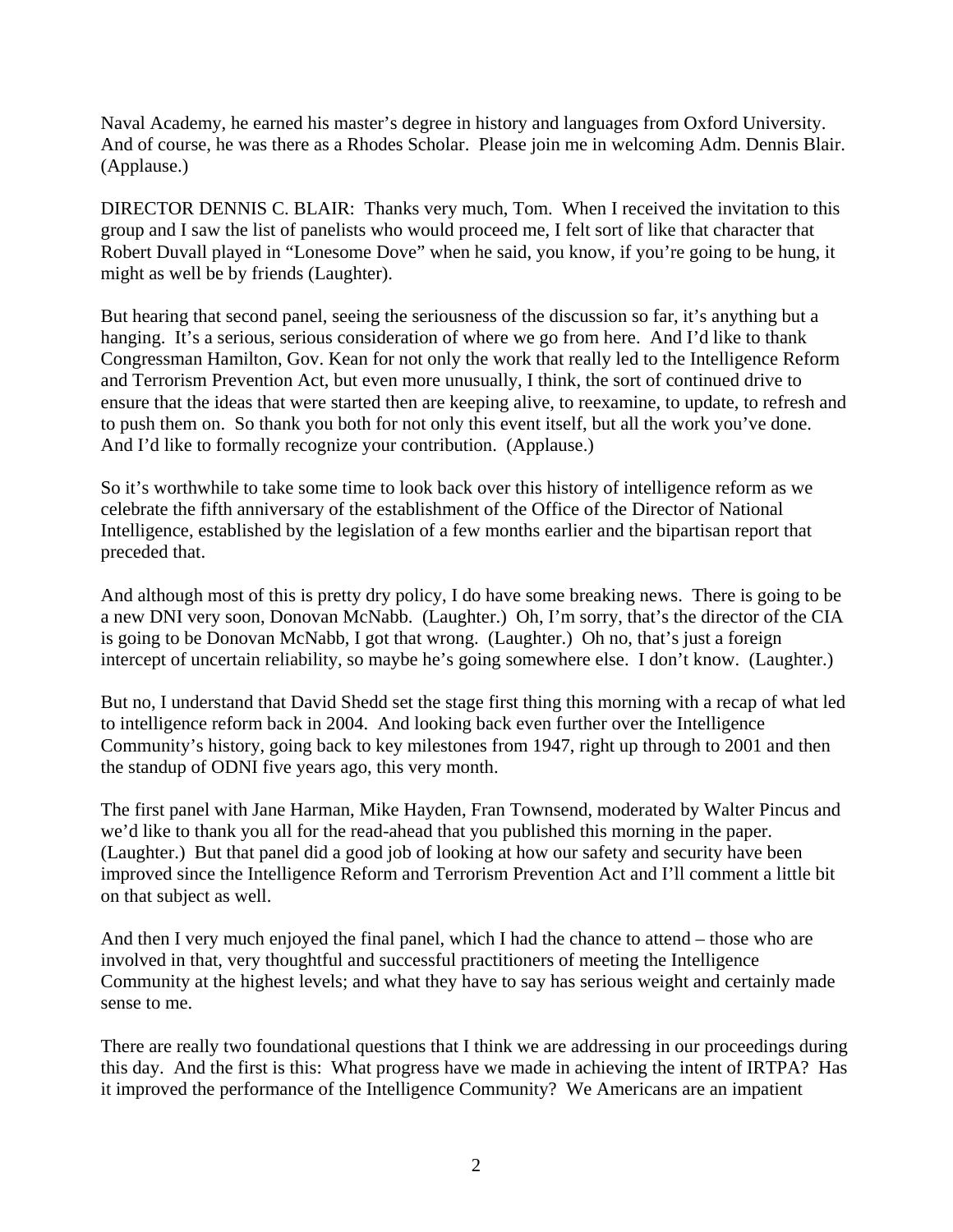Naval Academy, he earned his master's degree in history and languages from Oxford University. And of course, he was there as a Rhodes Scholar. Please join me in welcoming Adm. Dennis Blair. (Applause.)

DIRECTOR DENNIS C. BLAIR: Thanks very much, Tom. When I received the invitation to this group and I saw the list of panelists who would proceed me, I felt sort of like that character that Robert Duvall played in "Lonesome Dove" when he said, you know, if you're going to be hung, it might as well be by friends (Laughter).

But hearing that second panel, seeing the seriousness of the discussion so far, it's anything but a hanging. It's a serious, serious consideration of where we go from here. And I'd like to thank Congressman Hamilton, Gov. Kean for not only the work that really led to the Intelligence Reform and Terrorism Prevention Act, but even more unusually, I think, the sort of continued drive to ensure that the ideas that were started then are keeping alive, to reexamine, to update, to refresh and to push them on. So thank you both for not only this event itself, but all the work you've done. And I'd like to formally recognize your contribution. (Applause.)

So it's worthwhile to take some time to look back over this history of intelligence reform as we celebrate the fifth anniversary of the establishment of the Office of the Director of National Intelligence, established by the legislation of a few months earlier and the bipartisan report that preceded that.

And although most of this is pretty dry policy, I do have some breaking news. There is going to be a new DNI very soon, Donovan McNabb. (Laughter.) Oh, I'm sorry, that's the director of the CIA is going to be Donovan McNabb, I got that wrong. (Laughter.) Oh no, that's just a foreign intercept of uncertain reliability, so maybe he's going somewhere else. I don't know. (Laughter.)

But no, I understand that David Shedd set the stage first thing this morning with a recap of what led to intelligence reform back in 2004. And looking back even further over the Intelligence Community's history, going back to key milestones from 1947, right up through to 2001 and then the standup of ODNI five years ago, this very month.

The first panel with Jane Harman, Mike Hayden, Fran Townsend, moderated by Walter Pincus and we'd like to thank you all for the read-ahead that you published this morning in the paper. (Laughter.) But that panel did a good job of looking at how our safety and security have been improved since the Intelligence Reform and Terrorism Prevention Act and I'll comment a little bit on that subject as well.

And then I very much enjoyed the final panel, which I had the chance to attend – those who are involved in that, very thoughtful and successful practitioners of meeting the Intelligence Community at the highest levels; and what they have to say has serious weight and certainly made sense to me.

There are really two foundational questions that I think we are addressing in our proceedings during this day. And the first is this: What progress have we made in achieving the intent of IRTPA? Has it improved the performance of the Intelligence Community? We Americans are an impatient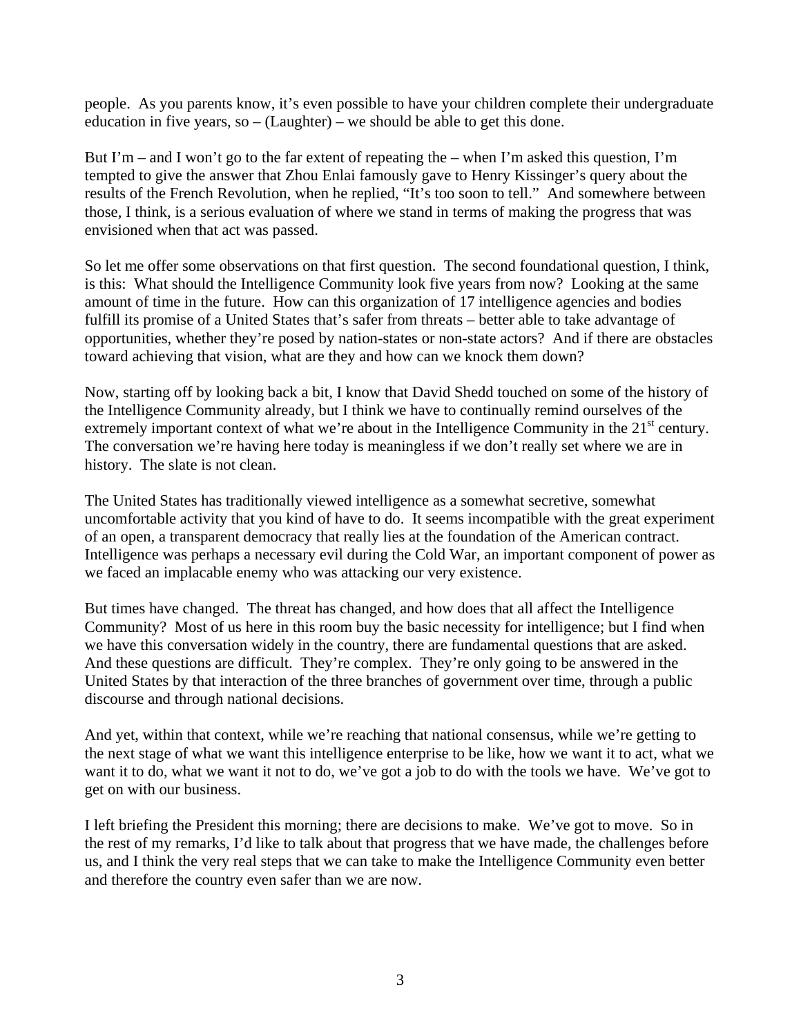people. As you parents know, it's even possible to have your children complete their undergraduate education in five years, so – (Laughter) – we should be able to get this done.

But I'm – and I won't go to the far extent of repeating the – when I'm asked this question, I'm tempted to give the answer that Zhou Enlai famously gave to Henry Kissinger's query about the results of the French Revolution, when he replied, "It's too soon to tell." And somewhere between those, I think, is a serious evaluation of where we stand in terms of making the progress that was envisioned when that act was passed.

So let me offer some observations on that first question. The second foundational question, I think, is this: What should the Intelligence Community look five years from now? Looking at the same amount of time in the future. How can this organization of 17 intelligence agencies and bodies fulfill its promise of a United States that's safer from threats – better able to take advantage of opportunities, whether they're posed by nation-states or non-state actors? And if there are obstacles toward achieving that vision, what are they and how can we knock them down?

Now, starting off by looking back a bit, I know that David Shedd touched on some of the history of the Intelligence Community already, but I think we have to continually remind ourselves of the extremely important context of what we're about in the Intelligence Community in the 21st century. The conversation we're having here today is meaningless if we don't really set where we are in history. The slate is not clean.

The United States has traditionally viewed intelligence as a somewhat secretive, somewhat uncomfortable activity that you kind of have to do. It seems incompatible with the great experiment of an open, a transparent democracy that really lies at the foundation of the American contract. Intelligence was perhaps a necessary evil during the Cold War, an important component of power as we faced an implacable enemy who was attacking our very existence.

But times have changed. The threat has changed, and how does that all affect the Intelligence Community? Most of us here in this room buy the basic necessity for intelligence; but I find when we have this conversation widely in the country, there are fundamental questions that are asked. And these questions are difficult. They're complex. They're only going to be answered in the United States by that interaction of the three branches of government over time, through a public discourse and through national decisions.

And yet, within that context, while we're reaching that national consensus, while we're getting to the next stage of what we want this intelligence enterprise to be like, how we want it to act, what we want it to do, what we want it not to do, we've got a job to do with the tools we have. We've got to get on with our business.

I left briefing the President this morning; there are decisions to make. We've got to move. So in the rest of my remarks, I'd like to talk about that progress that we have made, the challenges before us, and I think the very real steps that we can take to make the Intelligence Community even better and therefore the country even safer than we are now.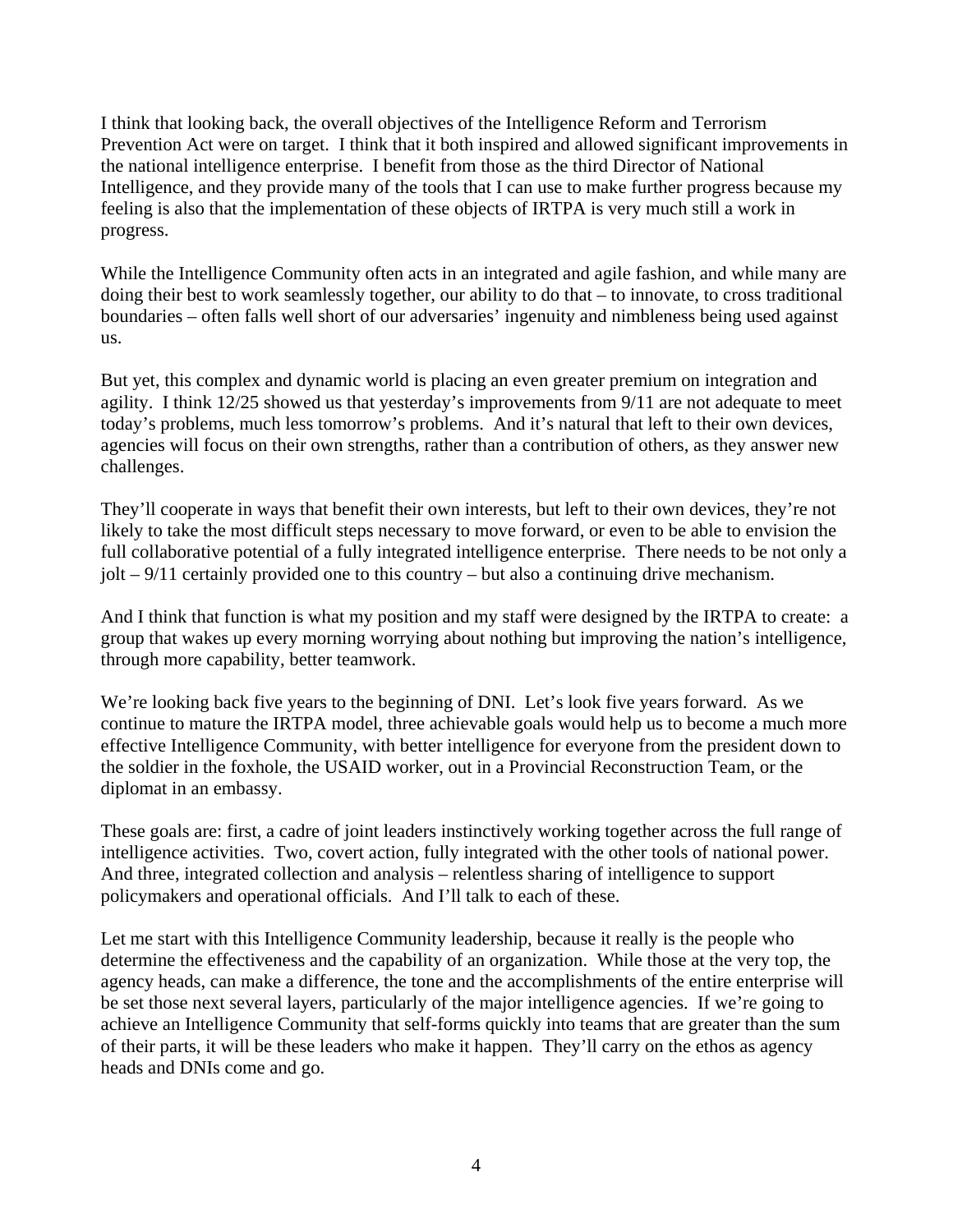I think that looking back, the overall objectives of the Intelligence Reform and Terrorism Prevention Act were on target. I think that it both inspired and allowed significant improvements in the national intelligence enterprise. I benefit from those as the third Director of National Intelligence, and they provide many of the tools that I can use to make further progress because my feeling is also that the implementation of these objects of IRTPA is very much still a work in progress.

While the Intelligence Community often acts in an integrated and agile fashion, and while many are doing their best to work seamlessly together, our ability to do that – to innovate, to cross traditional boundaries – often falls well short of our adversaries' ingenuity and nimbleness being used against us.

But yet, this complex and dynamic world is placing an even greater premium on integration and agility. I think 12/25 showed us that yesterday's improvements from 9/11 are not adequate to meet today's problems, much less tomorrow's problems. And it's natural that left to their own devices, agencies will focus on their own strengths, rather than a contribution of others, as they answer new challenges.

They'll cooperate in ways that benefit their own interests, but left to their own devices, they're not likely to take the most difficult steps necessary to move forward, or even to be able to envision the full collaborative potential of a fully integrated intelligence enterprise. There needs to be not only a jolt – 9/11 certainly provided one to this country – but also a continuing drive mechanism.

And I think that function is what my position and my staff were designed by the IRTPA to create: a group that wakes up every morning worrying about nothing but improving the nation's intelligence, through more capability, better teamwork.

We're looking back five years to the beginning of DNI. Let's look five years forward. As we continue to mature the IRTPA model, three achievable goals would help us to become a much more effective Intelligence Community, with better intelligence for everyone from the president down to the soldier in the foxhole, the USAID worker, out in a Provincial Reconstruction Team, or the diplomat in an embassy.

These goals are: first, a cadre of joint leaders instinctively working together across the full range of intelligence activities. Two, covert action, fully integrated with the other tools of national power. And three, integrated collection and analysis – relentless sharing of intelligence to support policymakers and operational officials. And I'll talk to each of these.

Let me start with this Intelligence Community leadership, because it really is the people who determine the effectiveness and the capability of an organization. While those at the very top, the agency heads, can make a difference, the tone and the accomplishments of the entire enterprise will be set those next several layers, particularly of the major intelligence agencies. If we're going to achieve an Intelligence Community that self-forms quickly into teams that are greater than the sum of their parts, it will be these leaders who make it happen. They'll carry on the ethos as agency heads and DNIs come and go.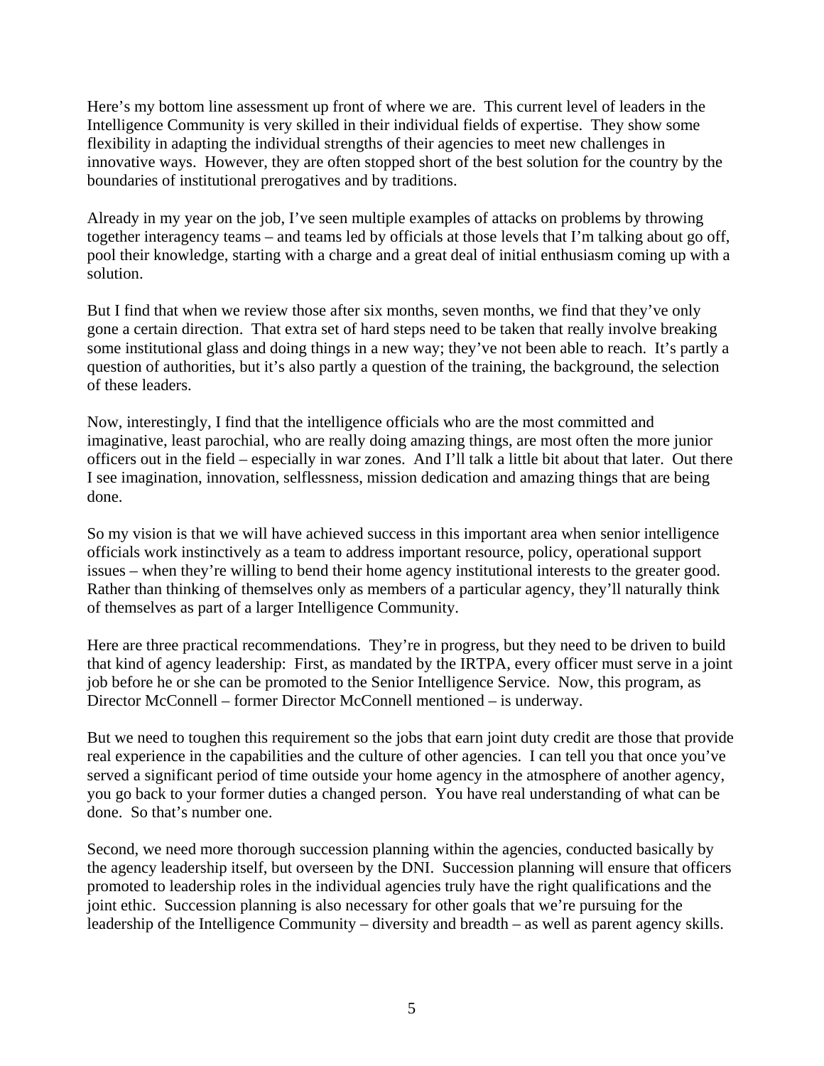Here's my bottom line assessment up front of where we are. This current level of leaders in the Intelligence Community is very skilled in their individual fields of expertise. They show some flexibility in adapting the individual strengths of their agencies to meet new challenges in innovative ways. However, they are often stopped short of the best solution for the country by the boundaries of institutional prerogatives and by traditions.

Already in my year on the job, I've seen multiple examples of attacks on problems by throwing together interagency teams – and teams led by officials at those levels that I'm talking about go off, pool their knowledge, starting with a charge and a great deal of initial enthusiasm coming up with a solution.

But I find that when we review those after six months, seven months, we find that they've only gone a certain direction. That extra set of hard steps need to be taken that really involve breaking some institutional glass and doing things in a new way; they've not been able to reach. It's partly a question of authorities, but it's also partly a question of the training, the background, the selection of these leaders.

Now, interestingly, I find that the intelligence officials who are the most committed and imaginative, least parochial, who are really doing amazing things, are most often the more junior officers out in the field – especially in war zones. And I'll talk a little bit about that later. Out there I see imagination, innovation, selflessness, mission dedication and amazing things that are being done.

So my vision is that we will have achieved success in this important area when senior intelligence officials work instinctively as a team to address important resource, policy, operational support issues – when they're willing to bend their home agency institutional interests to the greater good. Rather than thinking of themselves only as members of a particular agency, they'll naturally think of themselves as part of a larger Intelligence Community.

Here are three practical recommendations. They're in progress, but they need to be driven to build that kind of agency leadership: First, as mandated by the IRTPA, every officer must serve in a joint job before he or she can be promoted to the Senior Intelligence Service. Now, this program, as Director McConnell – former Director McConnell mentioned – is underway.

But we need to toughen this requirement so the jobs that earn joint duty credit are those that provide real experience in the capabilities and the culture of other agencies. I can tell you that once you've served a significant period of time outside your home agency in the atmosphere of another agency, you go back to your former duties a changed person. You have real understanding of what can be done. So that's number one.

Second, we need more thorough succession planning within the agencies, conducted basically by the agency leadership itself, but overseen by the DNI. Succession planning will ensure that officers promoted to leadership roles in the individual agencies truly have the right qualifications and the joint ethic. Succession planning is also necessary for other goals that we're pursuing for the leadership of the Intelligence Community – diversity and breadth – as well as parent agency skills.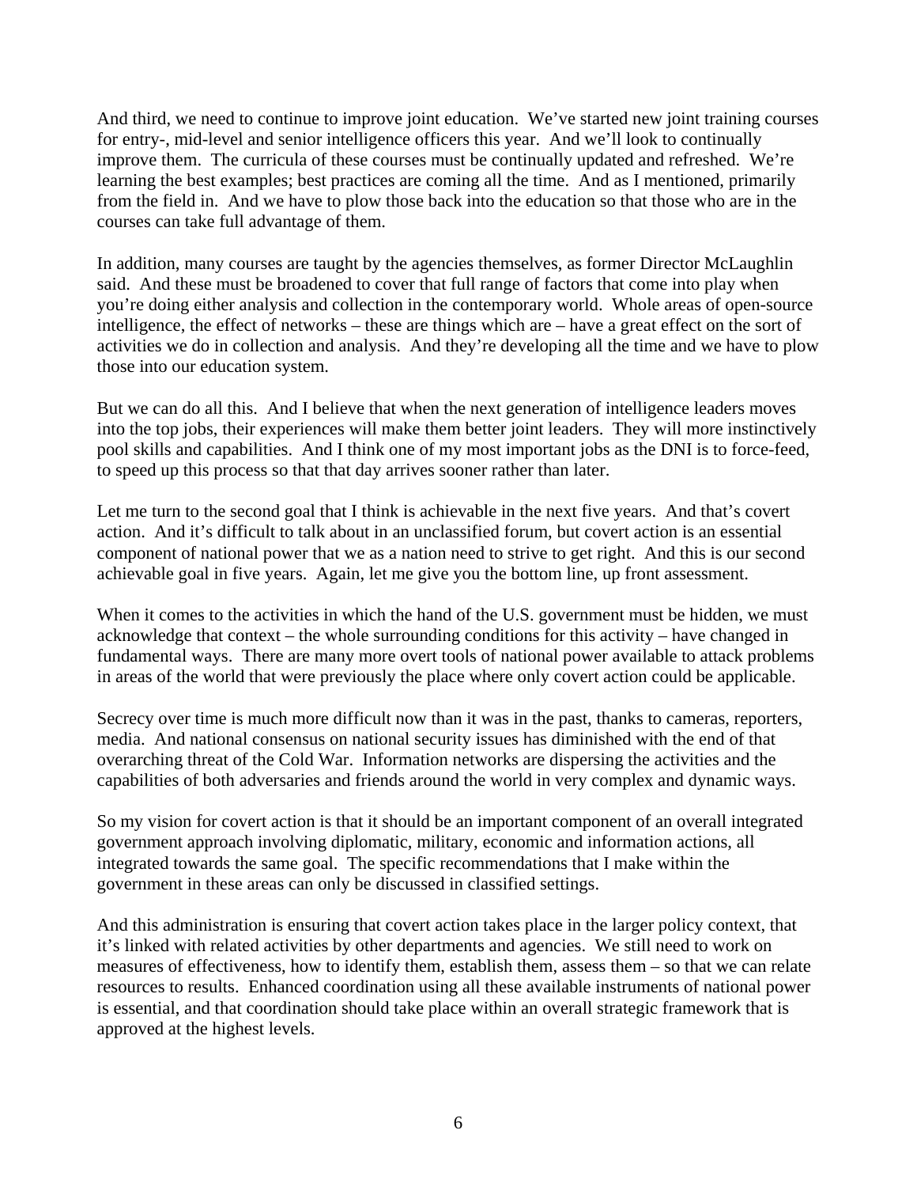And third, we need to continue to improve joint education. We've started new joint training courses for entry-, mid-level and senior intelligence officers this year. And we'll look to continually improve them. The curricula of these courses must be continually updated and refreshed. We're learning the best examples; best practices are coming all the time. And as I mentioned, primarily from the field in. And we have to plow those back into the education so that those who are in the courses can take full advantage of them.

In addition, many courses are taught by the agencies themselves, as former Director McLaughlin said. And these must be broadened to cover that full range of factors that come into play when you're doing either analysis and collection in the contemporary world. Whole areas of open-source intelligence, the effect of networks – these are things which are – have a great effect on the sort of activities we do in collection and analysis. And they're developing all the time and we have to plow those into our education system.

But we can do all this. And I believe that when the next generation of intelligence leaders moves into the top jobs, their experiences will make them better joint leaders. They will more instinctively pool skills and capabilities. And I think one of my most important jobs as the DNI is to force-feed, to speed up this process so that that day arrives sooner rather than later.

Let me turn to the second goal that I think is achievable in the next five years. And that's covert action. And it's difficult to talk about in an unclassified forum, but covert action is an essential component of national power that we as a nation need to strive to get right. And this is our second achievable goal in five years. Again, let me give you the bottom line, up front assessment.

When it comes to the activities in which the hand of the U.S. government must be hidden, we must acknowledge that context – the whole surrounding conditions for this activity – have changed in fundamental ways. There are many more overt tools of national power available to attack problems in areas of the world that were previously the place where only covert action could be applicable.

Secrecy over time is much more difficult now than it was in the past, thanks to cameras, reporters, media. And national consensus on national security issues has diminished with the end of that overarching threat of the Cold War. Information networks are dispersing the activities and the capabilities of both adversaries and friends around the world in very complex and dynamic ways.

So my vision for covert action is that it should be an important component of an overall integrated government approach involving diplomatic, military, economic and information actions, all integrated towards the same goal. The specific recommendations that I make within the government in these areas can only be discussed in classified settings.

And this administration is ensuring that covert action takes place in the larger policy context, that it's linked with related activities by other departments and agencies. We still need to work on measures of effectiveness, how to identify them, establish them, assess them – so that we can relate resources to results. Enhanced coordination using all these available instruments of national power is essential, and that coordination should take place within an overall strategic framework that is approved at the highest levels.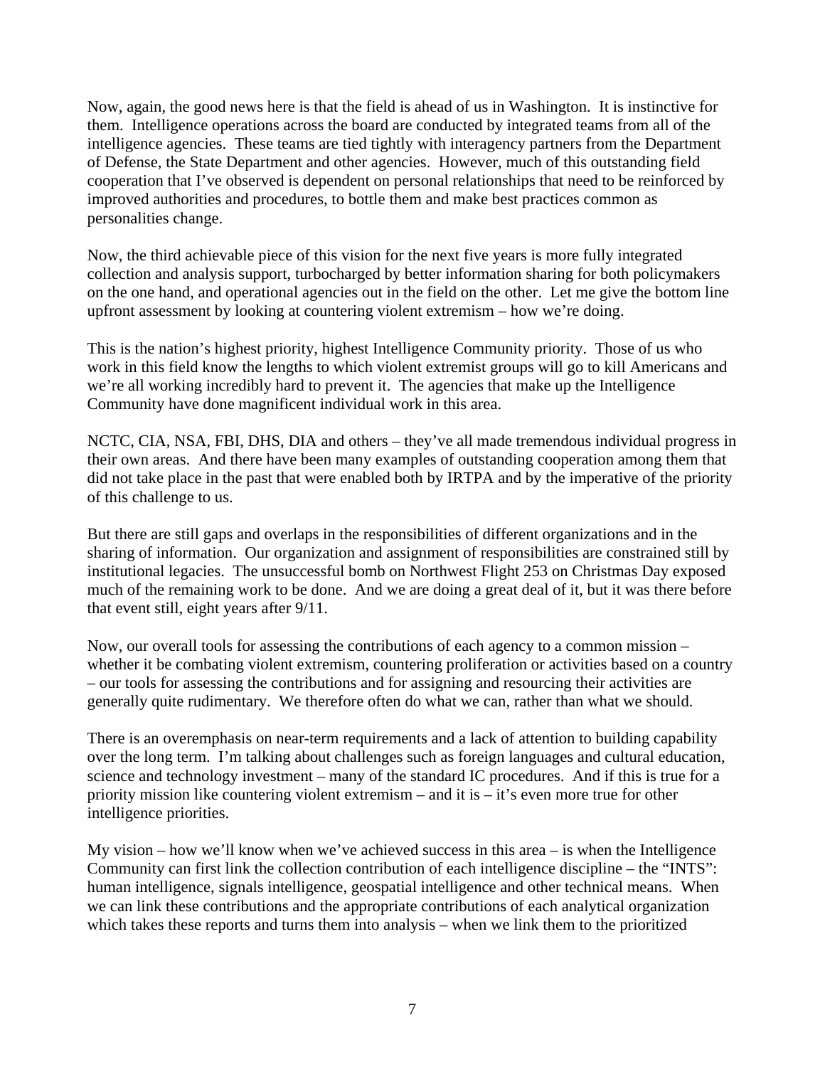Now, again, the good news here is that the field is ahead of us in Washington. It is instinctive for them. Intelligence operations across the board are conducted by integrated teams from all of the intelligence agencies. These teams are tied tightly with interagency partners from the Department of Defense, the State Department and other agencies. However, much of this outstanding field cooperation that I've observed is dependent on personal relationships that need to be reinforced by improved authorities and procedures, to bottle them and make best practices common as personalities change.

Now, the third achievable piece of this vision for the next five years is more fully integrated collection and analysis support, turbocharged by better information sharing for both policymakers on the one hand, and operational agencies out in the field on the other. Let me give the bottom line upfront assessment by looking at countering violent extremism – how we're doing.

This is the nation's highest priority, highest Intelligence Community priority. Those of us who work in this field know the lengths to which violent extremist groups will go to kill Americans and we're all working incredibly hard to prevent it. The agencies that make up the Intelligence Community have done magnificent individual work in this area.

NCTC, CIA, NSA, FBI, DHS, DIA and others – they've all made tremendous individual progress in their own areas. And there have been many examples of outstanding cooperation among them that did not take place in the past that were enabled both by IRTPA and by the imperative of the priority of this challenge to us.

But there are still gaps and overlaps in the responsibilities of different organizations and in the sharing of information. Our organization and assignment of responsibilities are constrained still by institutional legacies. The unsuccessful bomb on Northwest Flight 253 on Christmas Day exposed much of the remaining work to be done. And we are doing a great deal of it, but it was there before that event still, eight years after 9/11.

Now, our overall tools for assessing the contributions of each agency to a common mission – whether it be combating violent extremism, countering proliferation or activities based on a country – our tools for assessing the contributions and for assigning and resourcing their activities are generally quite rudimentary. We therefore often do what we can, rather than what we should.

There is an overemphasis on near-term requirements and a lack of attention to building capability over the long term. I'm talking about challenges such as foreign languages and cultural education, science and technology investment – many of the standard IC procedures. And if this is true for a priority mission like countering violent extremism – and it is – it's even more true for other intelligence priorities.

My vision – how we'll know when we've achieved success in this area – is when the Intelligence Community can first link the collection contribution of each intelligence discipline – the "INTS": human intelligence, signals intelligence, geospatial intelligence and other technical means. When we can link these contributions and the appropriate contributions of each analytical organization which takes these reports and turns them into analysis – when we link them to the prioritized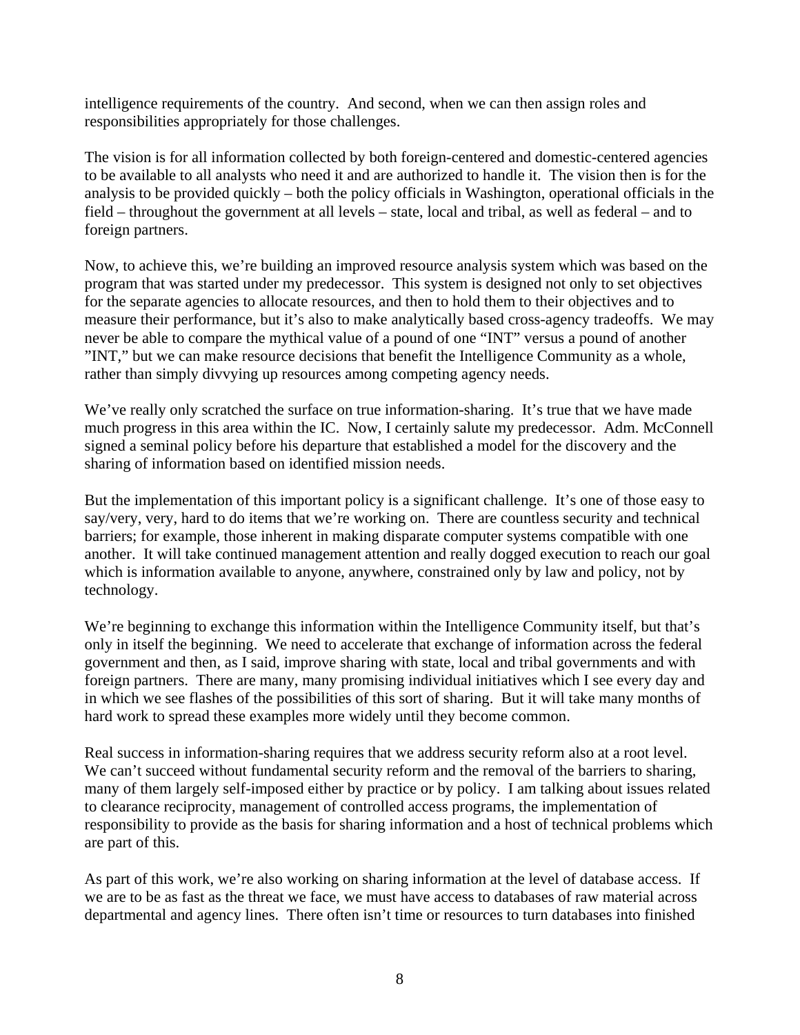intelligence requirements of the country. And second, when we can then assign roles and responsibilities appropriately for those challenges.

The vision is for all information collected by both foreign-centered and domestic-centered agencies to be available to all analysts who need it and are authorized to handle it. The vision then is for the analysis to be provided quickly – both the policy officials in Washington, operational officials in the field – throughout the government at all levels – state, local and tribal, as well as federal – and to foreign partners.

Now, to achieve this, we're building an improved resource analysis system which was based on the program that was started under my predecessor. This system is designed not only to set objectives for the separate agencies to allocate resources, and then to hold them to their objectives and to measure their performance, but it's also to make analytically based cross-agency tradeoffs. We may never be able to compare the mythical value of a pound of one "INT" versus a pound of another "INT," but we can make resource decisions that benefit the Intelligence Community as a whole, rather than simply divvying up resources among competing agency needs.

We've really only scratched the surface on true information-sharing. It's true that we have made much progress in this area within the IC. Now, I certainly salute my predecessor. Adm. McConnell signed a seminal policy before his departure that established a model for the discovery and the sharing of information based on identified mission needs.

But the implementation of this important policy is a significant challenge. It's one of those easy to say/very, very, hard to do items that we're working on. There are countless security and technical barriers; for example, those inherent in making disparate computer systems compatible with one another. It will take continued management attention and really dogged execution to reach our goal which is information available to anyone, anywhere, constrained only by law and policy, not by technology.

We're beginning to exchange this information within the Intelligence Community itself, but that's only in itself the beginning. We need to accelerate that exchange of information across the federal government and then, as I said, improve sharing with state, local and tribal governments and with foreign partners. There are many, many promising individual initiatives which I see every day and in which we see flashes of the possibilities of this sort of sharing. But it will take many months of hard work to spread these examples more widely until they become common.

Real success in information-sharing requires that we address security reform also at a root level. We can't succeed without fundamental security reform and the removal of the barriers to sharing, many of them largely self-imposed either by practice or by policy. I am talking about issues related to clearance reciprocity, management of controlled access programs, the implementation of responsibility to provide as the basis for sharing information and a host of technical problems which are part of this.

As part of this work, we're also working on sharing information at the level of database access. If we are to be as fast as the threat we face, we must have access to databases of raw material across departmental and agency lines. There often isn't time or resources to turn databases into finished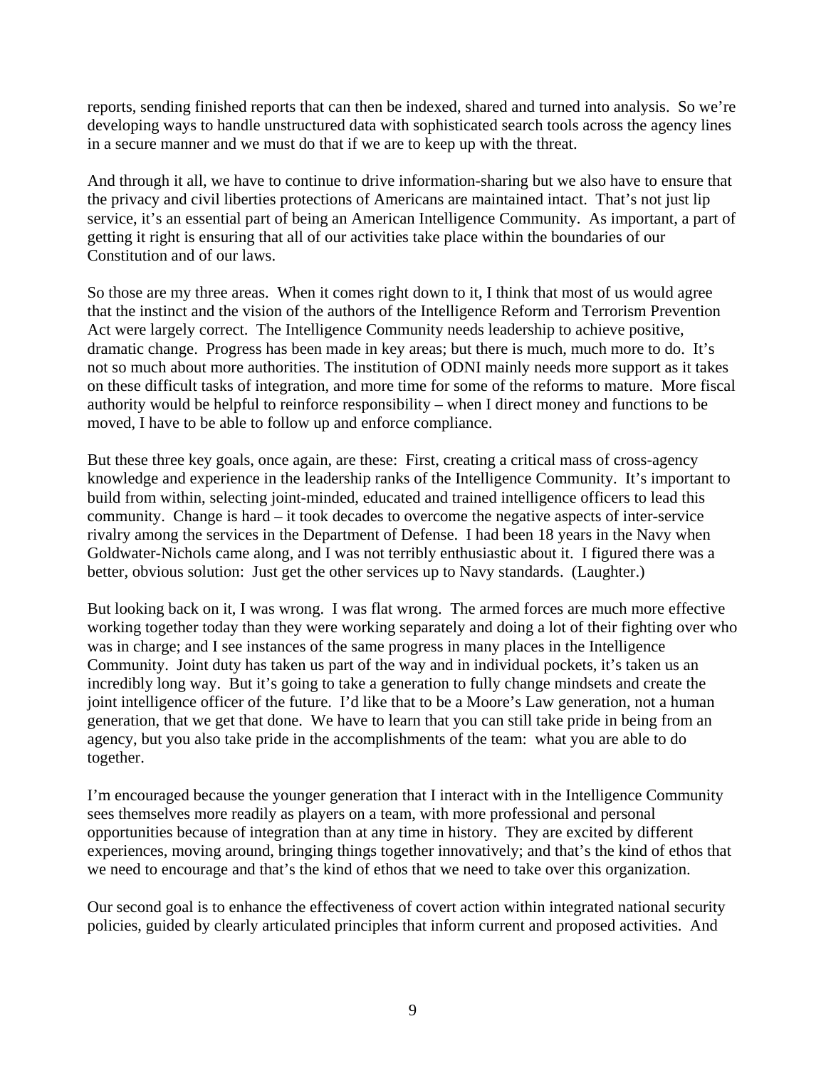reports, sending finished reports that can then be indexed, shared and turned into analysis. So we're developing ways to handle unstructured data with sophisticated search tools across the agency lines in a secure manner and we must do that if we are to keep up with the threat.

And through it all, we have to continue to drive information-sharing but we also have to ensure that the privacy and civil liberties protections of Americans are maintained intact. That's not just lip service, it's an essential part of being an American Intelligence Community. As important, a part of getting it right is ensuring that all of our activities take place within the boundaries of our Constitution and of our laws.

So those are my three areas. When it comes right down to it, I think that most of us would agree that the instinct and the vision of the authors of the Intelligence Reform and Terrorism Prevention Act were largely correct. The Intelligence Community needs leadership to achieve positive, dramatic change. Progress has been made in key areas; but there is much, much more to do. It's not so much about more authorities. The institution of ODNI mainly needs more support as it takes on these difficult tasks of integration, and more time for some of the reforms to mature. More fiscal authority would be helpful to reinforce responsibility – when I direct money and functions to be moved, I have to be able to follow up and enforce compliance.

But these three key goals, once again, are these: First, creating a critical mass of cross-agency knowledge and experience in the leadership ranks of the Intelligence Community. It's important to build from within, selecting joint-minded, educated and trained intelligence officers to lead this community. Change is hard – it took decades to overcome the negative aspects of inter-service rivalry among the services in the Department of Defense. I had been 18 years in the Navy when Goldwater-Nichols came along, and I was not terribly enthusiastic about it. I figured there was a better, obvious solution: Just get the other services up to Navy standards. (Laughter.)

But looking back on it, I was wrong. I was flat wrong. The armed forces are much more effective working together today than they were working separately and doing a lot of their fighting over who was in charge; and I see instances of the same progress in many places in the Intelligence Community. Joint duty has taken us part of the way and in individual pockets, it's taken us an incredibly long way. But it's going to take a generation to fully change mindsets and create the joint intelligence officer of the future. I'd like that to be a Moore's Law generation, not a human generation, that we get that done. We have to learn that you can still take pride in being from an agency, but you also take pride in the accomplishments of the team: what you are able to do together.

I'm encouraged because the younger generation that I interact with in the Intelligence Community sees themselves more readily as players on a team, with more professional and personal opportunities because of integration than at any time in history. They are excited by different experiences, moving around, bringing things together innovatively; and that's the kind of ethos that we need to encourage and that's the kind of ethos that we need to take over this organization.

Our second goal is to enhance the effectiveness of covert action within integrated national security policies, guided by clearly articulated principles that inform current and proposed activities. And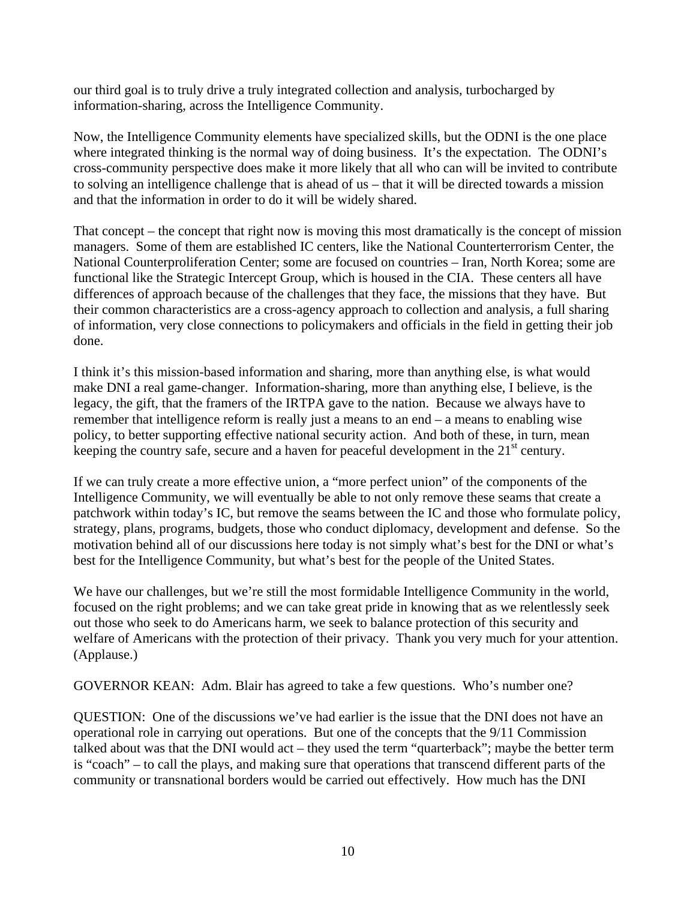our third goal is to truly drive a truly integrated collection and analysis, turbocharged by information-sharing, across the Intelligence Community.

Now, the Intelligence Community elements have specialized skills, but the ODNI is the one place where integrated thinking is the normal way of doing business. It's the expectation. The ODNI's cross-community perspective does make it more likely that all who can will be invited to contribute to solving an intelligence challenge that is ahead of us – that it will be directed towards a mission and that the information in order to do it will be widely shared.

That concept – the concept that right now is moving this most dramatically is the concept of mission managers. Some of them are established IC centers, like the National Counterterrorism Center, the National Counterproliferation Center; some are focused on countries – Iran, North Korea; some are functional like the Strategic Intercept Group, which is housed in the CIA. These centers all have differences of approach because of the challenges that they face, the missions that they have. But their common characteristics are a cross-agency approach to collection and analysis, a full sharing of information, very close connections to policymakers and officials in the field in getting their job done.

I think it's this mission-based information and sharing, more than anything else, is what would make DNI a real game-changer. Information-sharing, more than anything else, I believe, is the legacy, the gift, that the framers of the IRTPA gave to the nation. Because we always have to remember that intelligence reform is really just a means to an end – a means to enabling wise policy, to better supporting effective national security action. And both of these, in turn, mean keeping the country safe, secure and a haven for peaceful development in the 21st century.

If we can truly create a more effective union, a "more perfect union" of the components of the Intelligence Community, we will eventually be able to not only remove these seams that create a patchwork within today's IC, but remove the seams between the IC and those who formulate policy, strategy, plans, programs, budgets, those who conduct diplomacy, development and defense. So the motivation behind all of our discussions here today is not simply what's best for the DNI or what's best for the Intelligence Community, but what's best for the people of the United States.

We have our challenges, but we're still the most formidable Intelligence Community in the world, focused on the right problems; and we can take great pride in knowing that as we relentlessly seek out those who seek to do Americans harm, we seek to balance protection of this security and welfare of Americans with the protection of their privacy. Thank you very much for your attention. (Applause.)

GOVERNOR KEAN: Adm. Blair has agreed to take a few questions. Who's number one?

QUESTION: One of the discussions we've had earlier is the issue that the DNI does not have an operational role in carrying out operations. But one of the concepts that the 9/11 Commission talked about was that the DNI would act – they used the term "quarterback"; maybe the better term is "coach" – to call the plays, and making sure that operations that transcend different parts of the community or transnational borders would be carried out effectively. How much has the DNI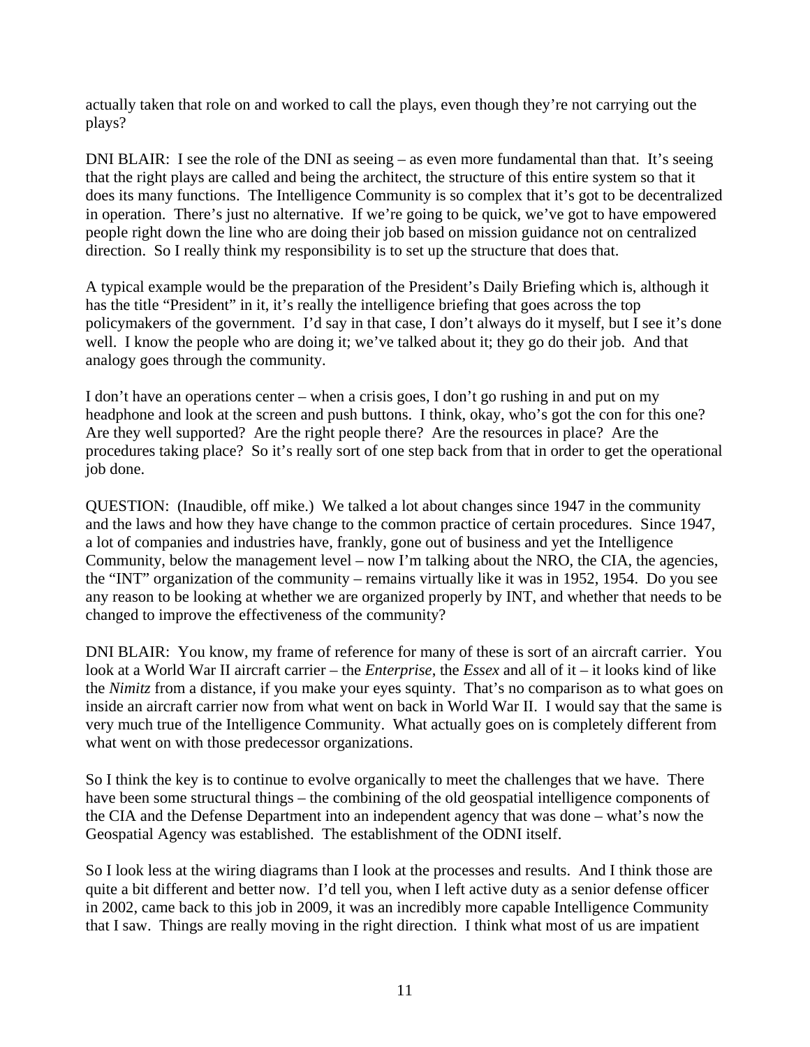actually taken that role on and worked to call the plays, even though they're not carrying out the plays?

DNI BLAIR: I see the role of the DNI as seeing – as even more fundamental than that. It's seeing that the right plays are called and being the architect, the structure of this entire system so that it does its many functions. The Intelligence Community is so complex that it's got to be decentralized in operation. There's just no alternative. If we're going to be quick, we've got to have empowered people right down the line who are doing their job based on mission guidance not on centralized direction. So I really think my responsibility is to set up the structure that does that.

A typical example would be the preparation of the President's Daily Briefing which is, although it has the title "President" in it, it's really the intelligence briefing that goes across the top policymakers of the government. I'd say in that case, I don't always do it myself, but I see it's done well. I know the people who are doing it; we've talked about it; they go do their job. And that analogy goes through the community.

I don't have an operations center – when a crisis goes, I don't go rushing in and put on my headphone and look at the screen and push buttons. I think, okay, who's got the con for this one? Are they well supported? Are the right people there? Are the resources in place? Are the procedures taking place? So it's really sort of one step back from that in order to get the operational job done.

QUESTION: (Inaudible, off mike.) We talked a lot about changes since 1947 in the community and the laws and how they have change to the common practice of certain procedures. Since 1947, a lot of companies and industries have, frankly, gone out of business and yet the Intelligence Community, below the management level – now I'm talking about the NRO, the CIA, the agencies, the "INT" organization of the community – remains virtually like it was in 1952, 1954. Do you see any reason to be looking at whether we are organized properly by INT, and whether that needs to be changed to improve the effectiveness of the community?

DNI BLAIR: You know, my frame of reference for many of these is sort of an aircraft carrier. You look at a World War II aircraft carrier – the *Enterprise*, the *Essex* and all of it – it looks kind of like the *Nimitz* from a distance, if you make your eyes squinty. That's no comparison as to what goes on inside an aircraft carrier now from what went on back in World War II. I would say that the same is very much true of the Intelligence Community. What actually goes on is completely different from what went on with those predecessor organizations.

So I think the key is to continue to evolve organically to meet the challenges that we have. There have been some structural things – the combining of the old geospatial intelligence components of the CIA and the Defense Department into an independent agency that was done – what's now the Geospatial Agency was established. The establishment of the ODNI itself.

So I look less at the wiring diagrams than I look at the processes and results. And I think those are quite a bit different and better now. I'd tell you, when I left active duty as a senior defense officer in 2002, came back to this job in 2009, it was an incredibly more capable Intelligence Community that I saw. Things are really moving in the right direction. I think what most of us are impatient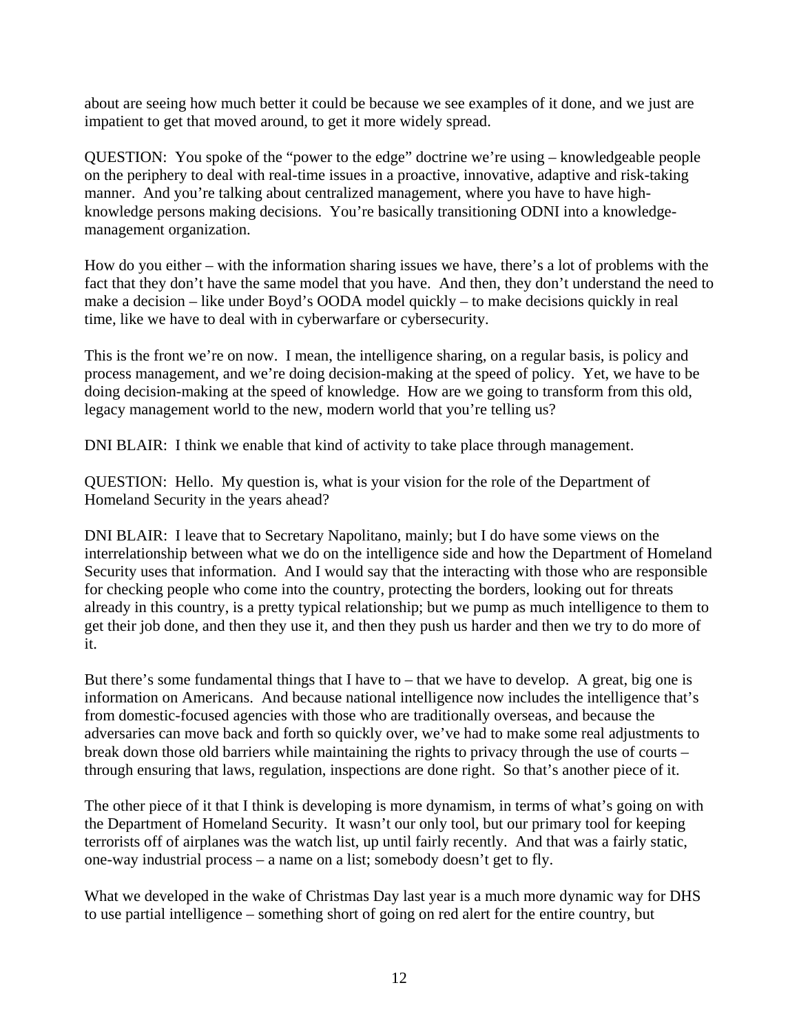about are seeing how much better it could be because we see examples of it done, and we just are impatient to get that moved around, to get it more widely spread.

QUESTION: You spoke of the "power to the edge" doctrine we're using – knowledgeable people on the periphery to deal with real-time issues in a proactive, innovative, adaptive and risk-taking manner. And you're talking about centralized management, where you have to have high-knowledge persons making decisions. You're basically transitioning ODNI into a knowledge-management organization.

How do you either – with the information sharing issues we have, there's a lot of problems with the fact that they don't have the same model that you have. And then, they don't understand the need to make a decision – like under Boyd's OODA model quickly – to make decisions quickly in real time, like we have to deal with in cyberwarfare or cybersecurity.

This is the front we're on now. I mean, the intelligence sharing, on a regular basis, is policy and process management, and we're doing decision-making at the speed of policy. Yet, we have to be doing decision-making at the speed of knowledge. How are we going to transform from this old, legacy management world to the new, modern world that you're telling us?

DNI BLAIR: I think we enable that kind of activity to take place through management.

QUESTION: Hello. My question is, what is your vision for the role of the Department of Homeland Security in the years ahead?

DNI BLAIR: I leave that to Secretary Napolitano, mainly; but I do have some views on the interrelationship between what we do on the intelligence side and how the Department of Homeland Security uses that information. And I would say that the interacting with those who are responsible for checking people who come into the country, protecting the borders, looking out for threats already in this country, is a pretty typical relationship; but we pump as much intelligence to them to get their job done, and then they use it, and then they push us harder and then we try to do more of it.

But there's some fundamental things that I have to – that we have to develop. A great, big one is information on Americans. And because national intelligence now includes the intelligence that's from domestic-focused agencies with those who are traditionally overseas, and because the adversaries can move back and forth so quickly over, we've had to make some real adjustments to break down those old barriers while maintaining the rights to privacy through the use of courts – through ensuring that laws, regulation, inspections are done right. So that's another piece of it.

The other piece of it that I think is developing is more dynamism, in terms of what's going on with the Department of Homeland Security. It wasn't our only tool, but our primary tool for keeping terrorists off of airplanes was the watch list, up until fairly recently. And that was a fairly static, one-way industrial process – a name on a list; somebody doesn't get to fly.

What we developed in the wake of Christmas Day last year is a much more dynamic way for DHS to use partial intelligence – something short of going on red alert for the entire country, but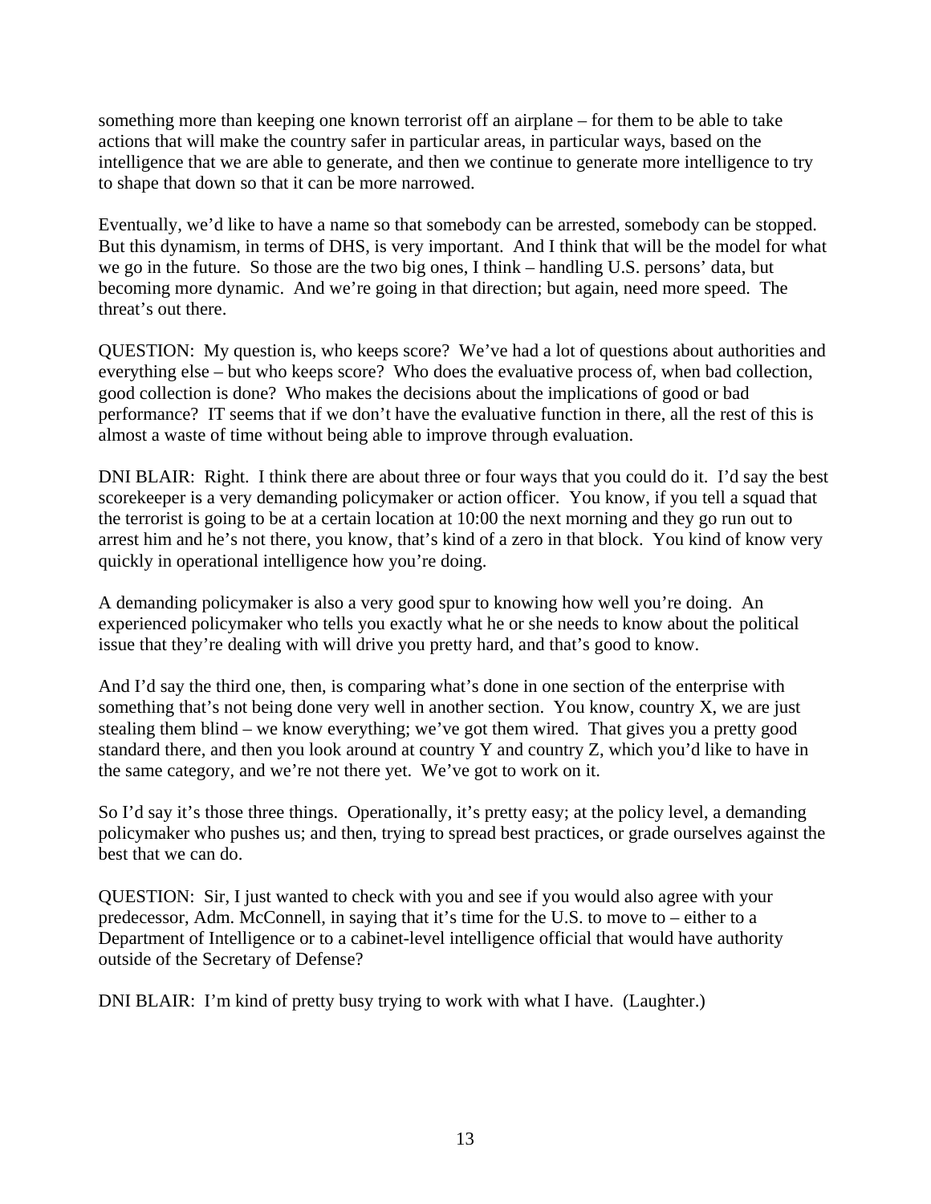something more than keeping one known terrorist off an airplane – for them to be able to take actions that will make the country safer in particular areas, in particular ways, based on the intelligence that we are able to generate, and then we continue to generate more intelligence to try to shape that down so that it can be more narrowed.

Eventually, we'd like to have a name so that somebody can be arrested, somebody can be stopped. But this dynamism, in terms of DHS, is very important. And I think that will be the model for what we go in the future. So those are the two big ones, I think – handling U.S. persons' data, but becoming more dynamic. And we're going in that direction; but again, need more speed. The threat's out there.

QUESTION: My question is, who keeps score? We've had a lot of questions about authorities and everything else – but who keeps score? Who does the evaluative process of, when bad collection, good collection is done? Who makes the decisions about the implications of good or bad performance? IT seems that if we don't have the evaluative function in there, all the rest of this is almost a waste of time without being able to improve through evaluation.

DNI BLAIR: Right. I think there are about three or four ways that you could do it. I'd say the best scorekeeper is a very demanding policymaker or action officer. You know, if you tell a squad that the terrorist is going to be at a certain location at 10:00 the next morning and they go run out to arrest him and he's not there, you know, that's kind of a zero in that block. You kind of know very quickly in operational intelligence how you're doing.

A demanding policymaker is also a very good spur to knowing how well you're doing. An experienced policymaker who tells you exactly what he or she needs to know about the political issue that they're dealing with will drive you pretty hard, and that's good to know.

And I'd say the third one, then, is comparing what's done in one section of the enterprise with something that's not being done very well in another section. You know, country X, we are just stealing them blind – we know everything; we've got them wired. That gives you a pretty good standard there, and then you look around at country Y and country Z, which you'd like to have in the same category, and we're not there yet. We've got to work on it.

So I'd say it's those three things. Operationally, it's pretty easy; at the policy level, a demanding policymaker who pushes us; and then, trying to spread best practices, or grade ourselves against the best that we can do.

QUESTION: Sir, I just wanted to check with you and see if you would also agree with your predecessor, Adm. McConnell, in saying that it's time for the U.S. to move to – either to a Department of Intelligence or to a cabinet-level intelligence official that would have authority outside of the Secretary of Defense?

DNI BLAIR: I'm kind of pretty busy trying to work with what I have. (Laughter.)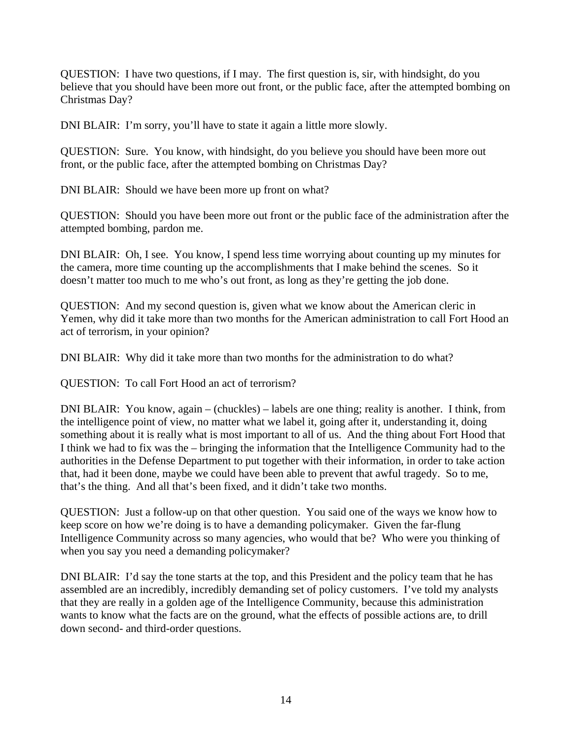QUESTION: I have two questions, if I may. The first question is, sir, with hindsight, do you believe that you should have been more out front, or the public face, after the attempted bombing on Christmas Day?

DNI BLAIR: I'm sorry, you'll have to state it again a little more slowly.

QUESTION: Sure. You know, with hindsight, do you believe you should have been more out front, or the public face, after the attempted bombing on Christmas Day?

DNI BLAIR: Should we have been more up front on what?

QUESTION: Should you have been more out front or the public face of the administration after the attempted bombing, pardon me.

DNI BLAIR: Oh, I see. You know, I spend less time worrying about counting up my minutes for the camera, more time counting up the accomplishments that I make behind the scenes. So it doesn't matter too much to me who's out front, as long as they're getting the job done.

QUESTION: And my second question is, given what we know about the American cleric in Yemen, why did it take more than two months for the American administration to call Fort Hood an act of terrorism, in your opinion?

DNI BLAIR: Why did it take more than two months for the administration to do what?

QUESTION: To call Fort Hood an act of terrorism?

DNI BLAIR: You know, again – (chuckles) – labels are one thing; reality is another. I think, from the intelligence point of view, no matter what we label it, going after it, understanding it, doing something about it is really what is most important to all of us. And the thing about Fort Hood that I think we had to fix was the – bringing the information that the Intelligence Community had to the authorities in the Defense Department to put together with their information, in order to take action that, had it been done, maybe we could have been able to prevent that awful tragedy. So to me, that's the thing. And all that's been fixed, and it didn't take two months.

QUESTION: Just a follow-up on that other question. You said one of the ways we know how to keep score on how we're doing is to have a demanding policymaker. Given the far-flung Intelligence Community across so many agencies, who would that be? Who were you thinking of when you say you need a demanding policymaker?

DNI BLAIR: I'd say the tone starts at the top, and this President and the policy team that he has assembled are an incredibly, incredibly demanding set of policy customers. I've told my analysts that they are really in a golden age of the Intelligence Community, because this administration wants to know what the facts are on the ground, what the effects of possible actions are, to drill down second- and third-order questions.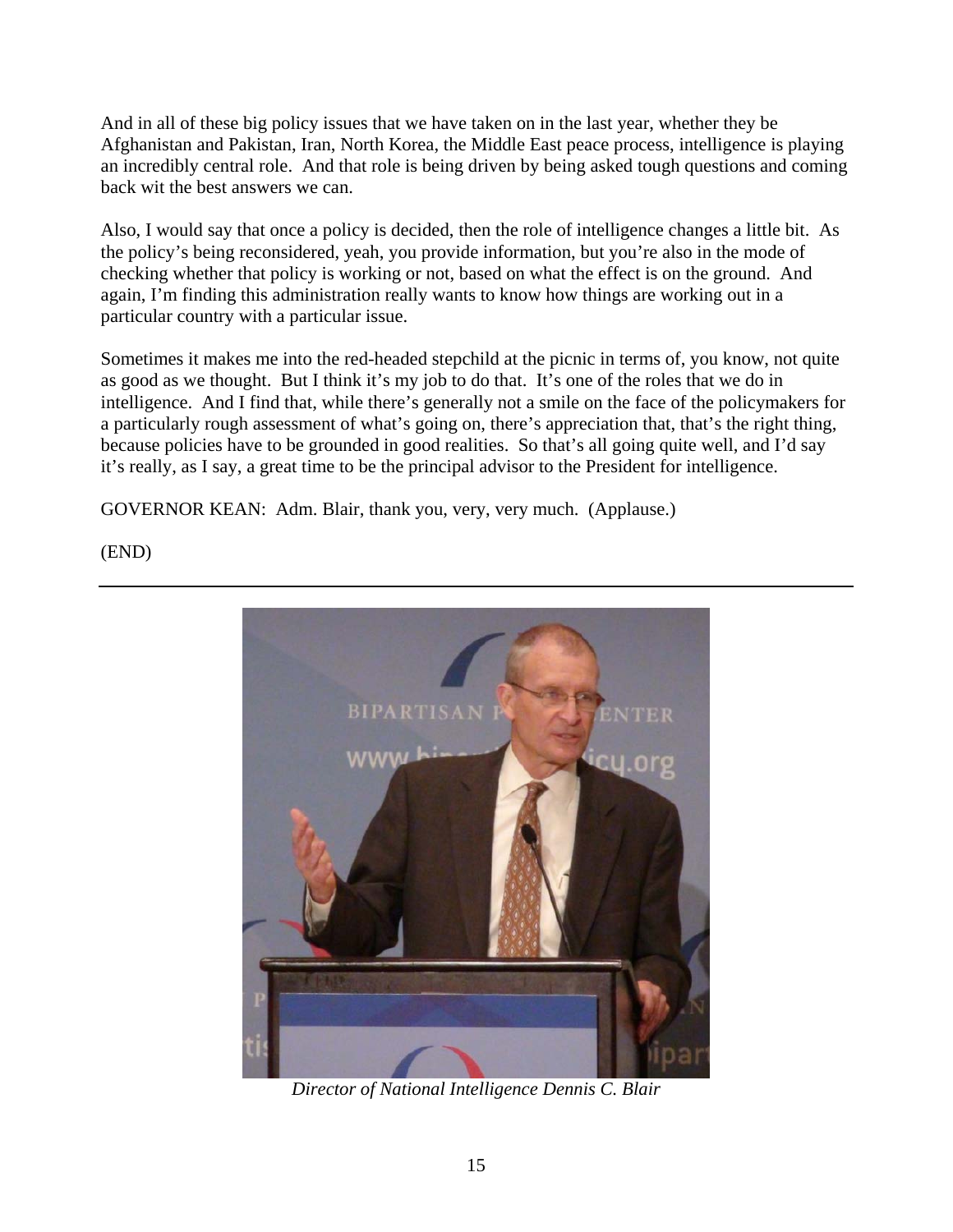And in all of these big policy issues that we have taken on in the last year, whether they be Afghanistan and Pakistan, Iran, North Korea, the Middle East peace process, intelligence is playing an incredibly central role. And that role is being driven by being asked tough questions and coming back wit the best answers we can.

Also, I would say that once a policy is decided, then the role of intelligence changes a little bit. As the policy's being reconsidered, yeah, you provide information, but you're also in the mode of checking whether that policy is working or not, based on what the effect is on the ground. And again, I'm finding this administration really wants to know how things are working out in a particular country with a particular issue.

Sometimes it makes me into the red-headed stepchild at the picnic in terms of, you know, not quite as good as we thought. But I think it's my job to do that. It's one of the roles that we do in intelligence. And I find that, while there's generally not a smile on the face of the policymakers for a particularly rough assessment of what's going on, there's appreciation that, that's the right thing, because policies have to be grounded in good realities. So that's all going quite well, and I'd say it's really, as I say, a great time to be the principal advisor to the President for intelligence.

GOVERNOR KEAN: Adm. Blair, thank you, very, very much. (Applause.)

(END)

---

*Director of National Intelligence Dennis C. Blair*